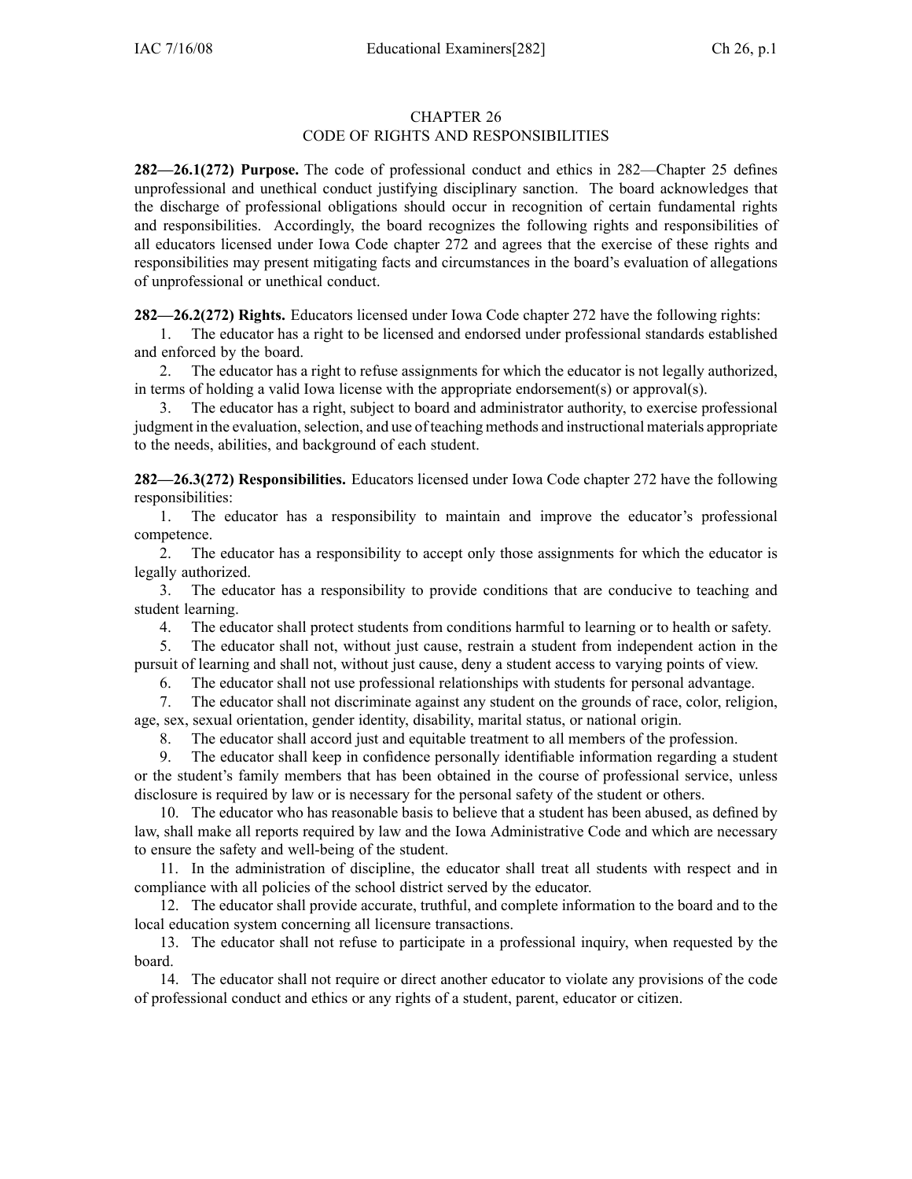# CHAPTER 26
## CODE OF RIGHTS AND RESPONSIBILITIES

**282—26.1(272) Purpose.** The code of professional conduct and ethics in 282—Chapter 25 defines unprofessional and unethical conduct justifying disciplinary sanction. The board acknowledges that the discharge of professional obligations should occur in recognition of certain fundamental rights and responsibilities. Accordingly, the board recognizes the following rights and responsibilities of all educators licensed under Iowa Code chapter 272 and agrees that the exercise of these rights and responsibilities may present mitigating facts and circumstances in the board's evaluation of allegations of unprofessional or unethical conduct.

**282—26.2(272) Rights.** Educators licensed under Iowa Code chapter 272 have the following rights:

1. The educator has a right to be licensed and endorsed under professional standards established and enforced by the board.
2. The educator has a right to refuse assignments for which the educator is not legally authorized, in terms of holding a valid Iowa license with the appropriate endorsement(s) or approval(s).
3. The educator has a right, subject to board and administrator authority, to exercise professional judgment in the evaluation, selection, and use of teaching methods and instructional materials appropriate to the needs, abilities, and background of each student.

**282—26.3(272) Responsibilities.** Educators licensed under Iowa Code chapter 272 have the following responsibilities:

1. The educator has a responsibility to maintain and improve the educator's professional competence.
2. The educator has a responsibility to accept only those assignments for which the educator is legally authorized.
3. The educator has a responsibility to provide conditions that are conducive to teaching and student learning.
4. The educator shall protect students from conditions harmful to learning or to health or safety.
5. The educator shall not, without just cause, restrain a student from independent action in the pursuit of learning and shall not, without just cause, deny a student access to varying points of view.
6. The educator shall not use professional relationships with students for personal advantage.
7. The educator shall not discriminate against any student on the grounds of race, color, religion, age, sex, sexual orientation, gender identity, disability, marital status, or national origin.
8. The educator shall accord just and equitable treatment to all members of the profession.
9. The educator shall keep in confidence personally identifiable information regarding a student or the student's family members that has been obtained in the course of professional service, unless disclosure is required by law or is necessary for the personal safety of the student or others.
10. The educator who has reasonable basis to believe that a student has been abused, as defined by law, shall make all reports required by law and the Iowa Administrative Code and which are necessary to ensure the safety and well-being of the student.
11. In the administration of discipline, the educator shall treat all students with respect and in compliance with all policies of the school district served by the educator.
12. The educator shall provide accurate, truthful, and complete information to the board and to the local education system concerning all licensure transactions.
13. The educator shall not refuse to participate in a professional inquiry, when requested by the board.
14. The educator shall not require or direct another educator to violate any provisions of the code of professional conduct and ethics or any rights of a student, parent, educator or citizen.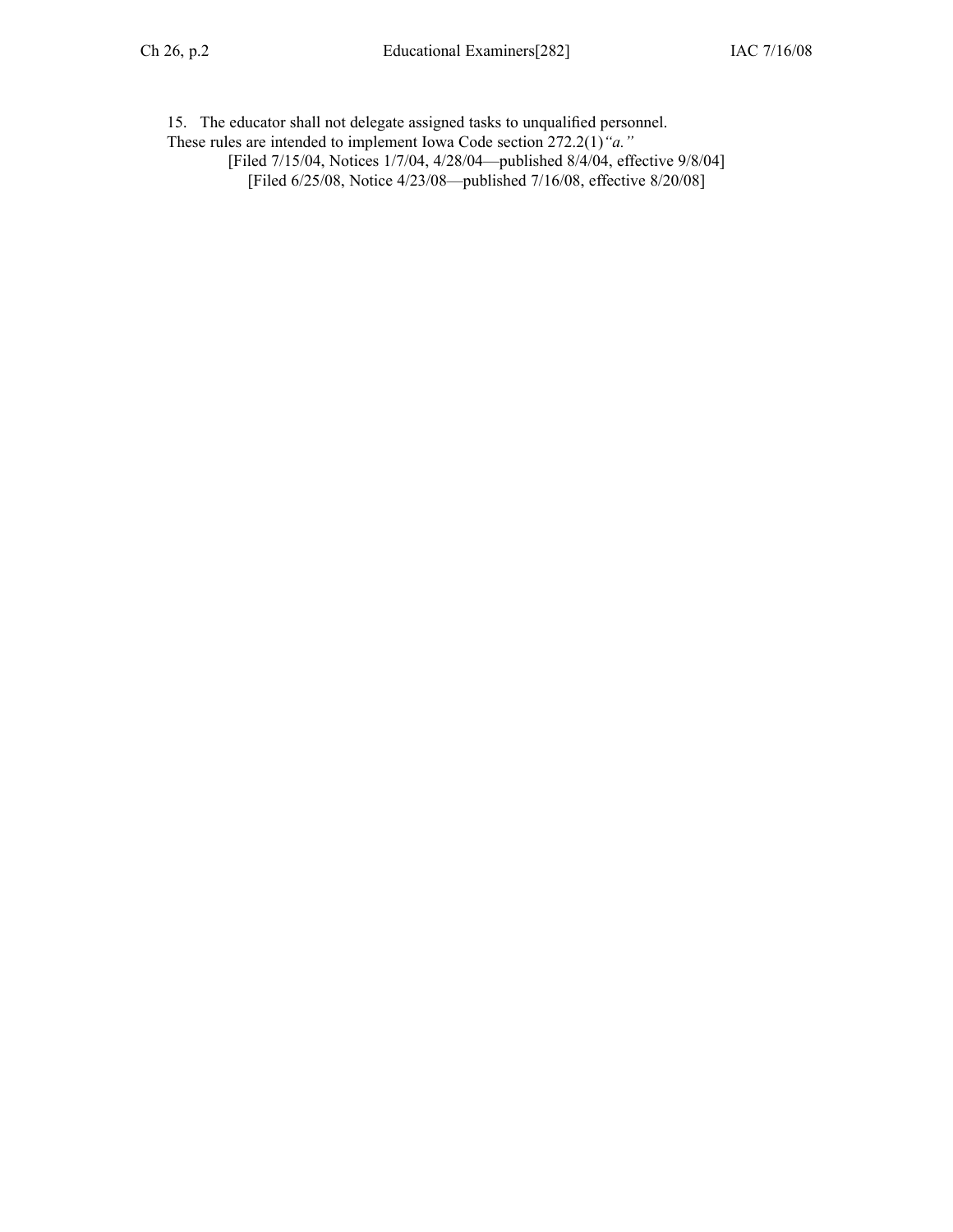15. The educator shall not delegate assigned tasks to unqualified personnel.

These rules are intended to implement Iowa Code section 272.2(1)*"a."*

[Filed 7/15/04, Notices 1/7/04, 4/28/04—published 8/4/04, effective 9/8/04]

[Filed 6/25/08, Notice 4/23/08—published 7/16/08, effective 8/20/08]